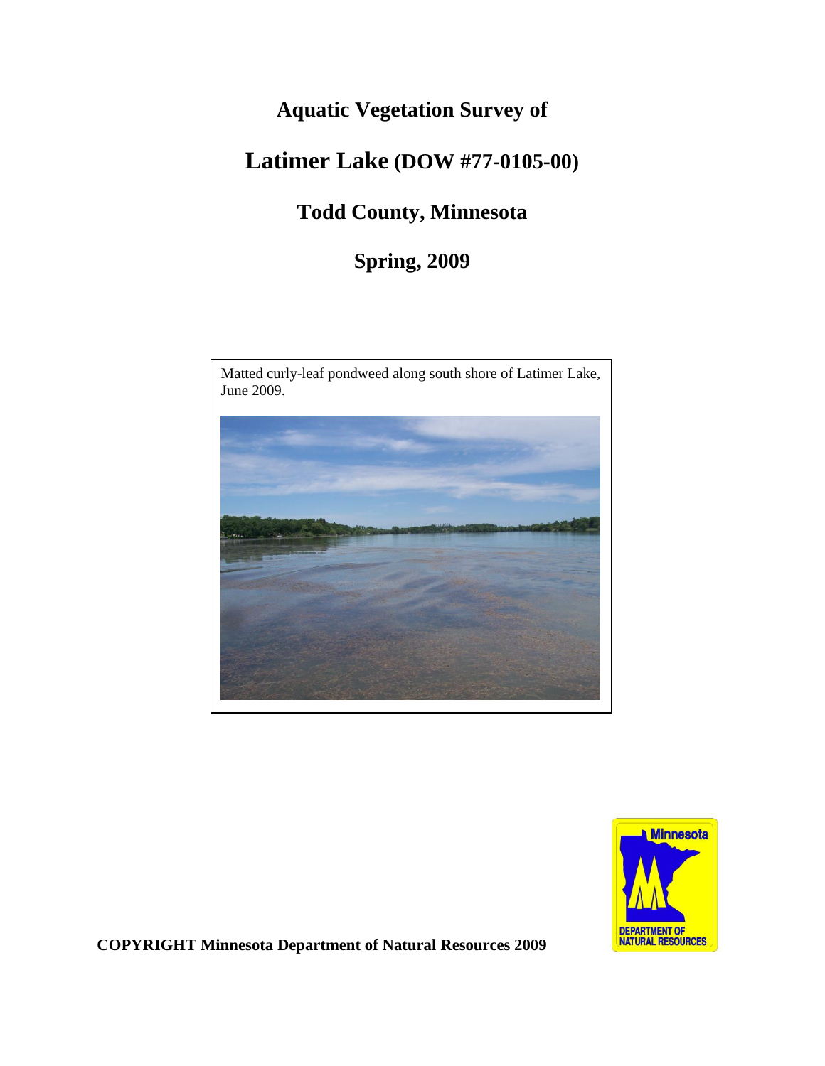# Aquatic Vegetation Survey of

# Latimer Lake (DOW #77-0105-00)

## Todd County, Minnesota

## Spring, 2009

Matted curly-leaf pondweed along south shore of Latimer Lake, June 2009.

**COPYRIGHT Minnesota Department of Natural Resources 2009**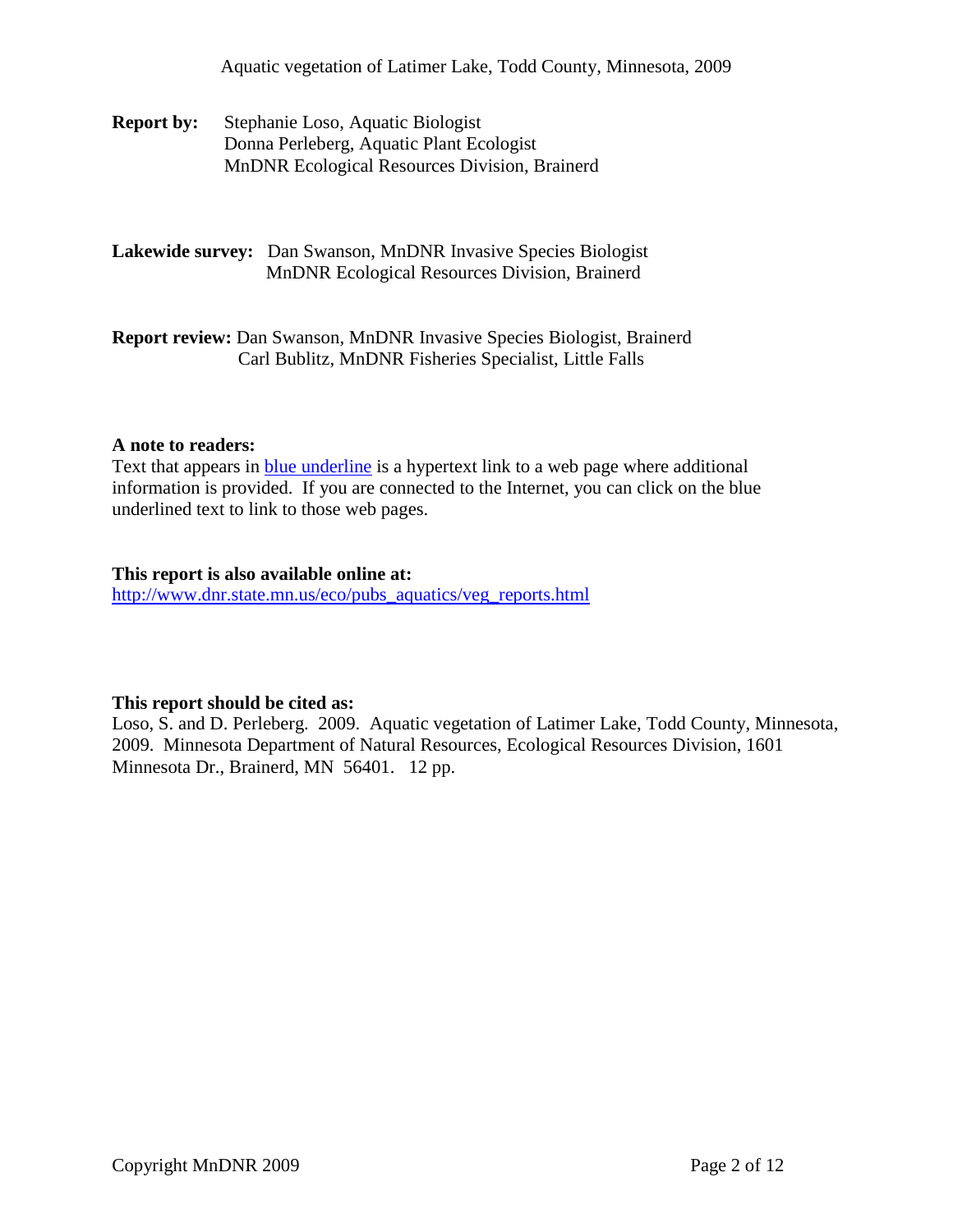**Report by:** Stephanie Loso, Aquatic Biologist
Donna Perleberg, Aquatic Plant Ecologist
MnDNR Ecological Resources Division, Brainerd

**Lakewide survey:** Dan Swanson, MnDNR Invasive Species Biologist
MnDNR Ecological Resources Division, Brainerd

**Report review:** Dan Swanson, MnDNR Invasive Species Biologist, Brainerd
Carl Bublitz, MnDNR Fisheries Specialist, Little Falls

**A note to readers:**
Text that appears in blue underline is a hypertext link to a web page where additional information is provided. If you are connected to the Internet, you can click on the blue underlined text to link to those web pages.

**This report is also available online at:**
http://www.dnr.state.mn.us/eco/pubs_aquatics/veg_reports.html

**This report should be cited as:**
Loso, S. and D. Perleberg. 2009. Aquatic vegetation of Latimer Lake, Todd County, Minnesota, 2009. Minnesota Department of Natural Resources, Ecological Resources Division, 1601 Minnesota Dr., Brainerd, MN 56401. 12 pp.

Copyright MnDNR 2009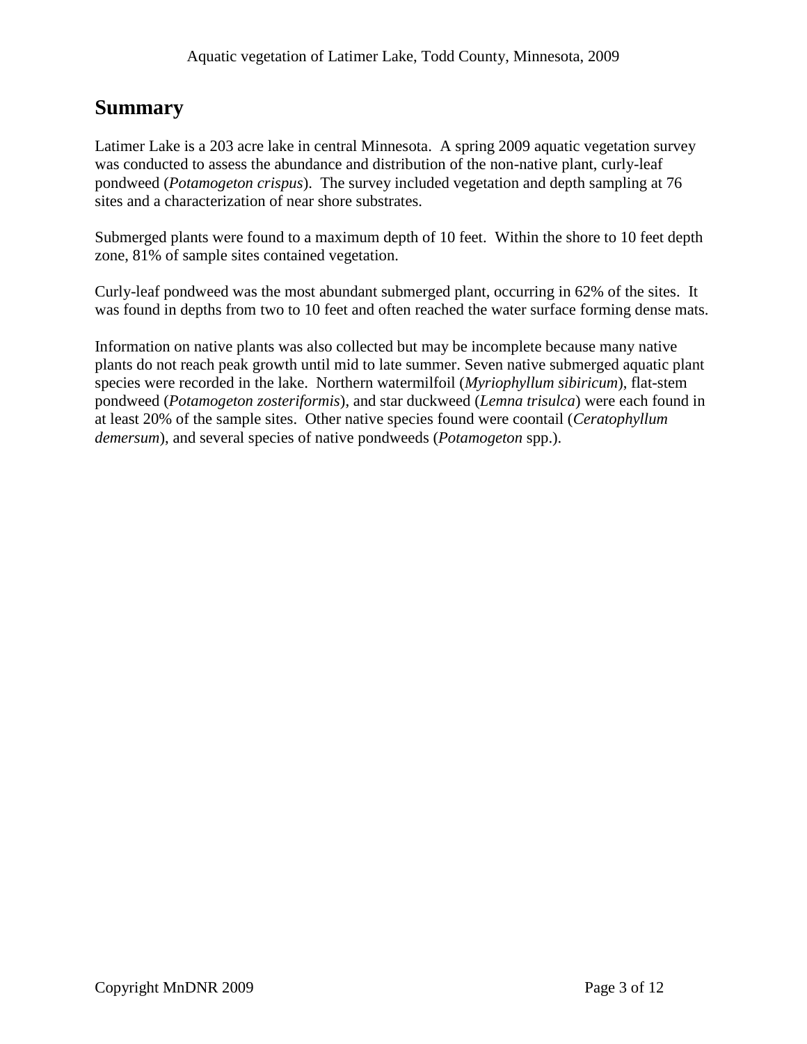## Summary

Latimer Lake is a 203 acre lake in central Minnesota. A spring 2009 aquatic vegetation survey was conducted to assess the abundance and distribution of the non-native plant, curly-leaf pondweed (*Potamogeton crispus*). The survey included vegetation and depth sampling at 76 sites and a characterization of near shore substrates.

Submerged plants were found to a maximum depth of 10 feet. Within the shore to 10 feet depth zone, 81% of sample sites contained vegetation.

Curly-leaf pondweed was the most abundant submerged plant, occurring in 62% of the sites. It was found in depths from two to 10 feet and often reached the water surface forming dense mats.

Information on native plants was also collected but may be incomplete because many native plants do not reach peak growth until mid to late summer. Seven native submerged aquatic plant species were recorded in the lake. Northern watermilfoil (*Myriophyllum sibiricum*), flat-stem pondweed (*Potamogeton zosteriformis*), and star duckweed (*Lemna trisulca*) were each found in at least 20% of the sample sites. Other native species found were coontail (*Ceratophyllum demersum*), and several species of native pondweeds (*Potamogeton* spp.).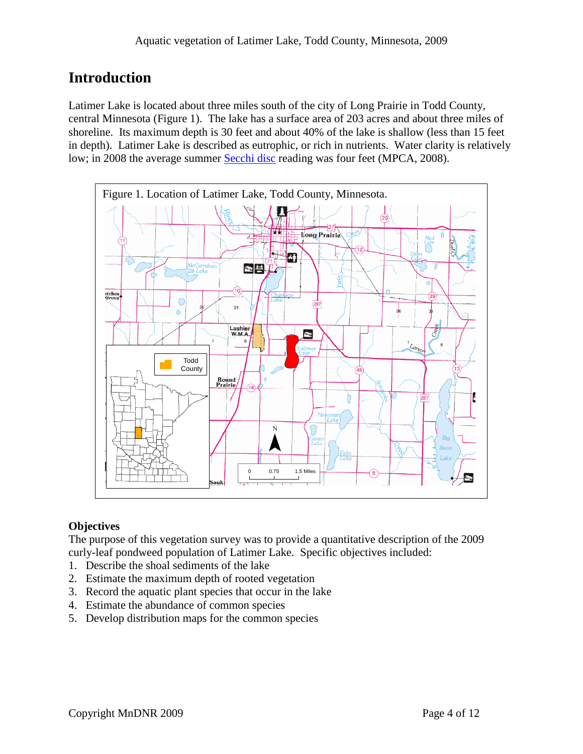# Introduction

Latimer Lake is located about three miles south of the city of Long Prairie in Todd County, central Minnesota (Figure 1). The lake has a surface area of 203 acres and about three miles of shoreline. Its maximum depth is 30 feet and about 40% of the lake is shallow (less than 15 feet in depth). Latimer Lake is described as eutrophic, or rich in nutrients. Water clarity is relatively low; in 2008 the average summer Secchi disc reading was four feet (MPCA, 2008).

Figure 1. Location of Latimer Lake, Todd County, Minnesota.

## Objectives

The purpose of this vegetation survey was to provide a quantitative description of the 2009 curly-leaf pondweed population of Latimer Lake. Specific objectives included:

1. Describe the shoal sediments of the lake
2. Estimate the maximum depth of rooted vegetation
3. Record the aquatic plant species that occur in the lake
4. Estimate the abundance of common species
5. Develop distribution maps for the common species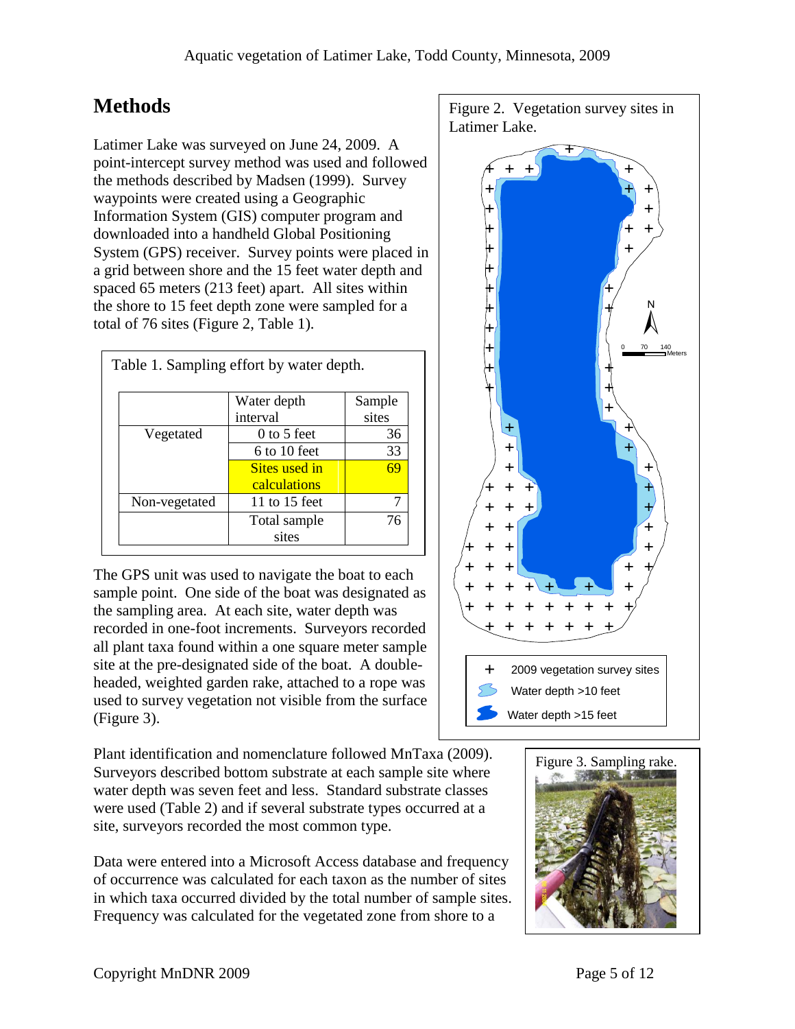## Methods

Latimer Lake was surveyed on June 24, 2009. A point-intercept survey method was used and followed the methods described by Madsen (1999). Survey waypoints were created using a Geographic Information System (GIS) computer program and downloaded into a handheld Global Positioning System (GPS) receiver. Survey points were placed in a grid between shore and the 15 feet water depth and spaced 65 meters (213 feet) apart. All sites within the shore to 15 feet depth zone were sampled for a total of 76 sites (Figure 2, Table 1).

Table 1. Sampling effort by water depth.

| | Water depth interval | Sample sites |
|---|---|---|
| Vegetated | 0 to 5 feet | 36 |
| | 6 to 10 feet | 33 |
| | Sites used in calculations | 69 |
| Non-vegetated | 11 to 15 feet | 7 |
| | Total sample sites | 76 |

Figure 2. Vegetation survey sites in Latimer Lake.

The GPS unit was used to navigate the boat to each sample point. One side of the boat was designated as the sampling area. At each site, water depth was recorded in one-foot increments. Surveyors recorded all plant taxa found within a one square meter sample site at the pre-designated side of the boat. A double-headed, weighted garden rake, attached to a rope was used to survey vegetation not visible from the surface (Figure 3).

Plant identification and nomenclature followed MnTaxa (2009). Surveyors described bottom substrate at each sample site where water depth was seven feet and less. Standard substrate classes were used (Table 2) and if several substrate types occurred at a site, surveyors recorded the most common type.

Figure 3. Sampling rake.

Data were entered into a Microsoft Access database and frequency of occurrence was calculated for each taxon as the number of sites in which taxa occurred divided by the total number of sample sites. Frequency was calculated for the vegetated zone from shore to a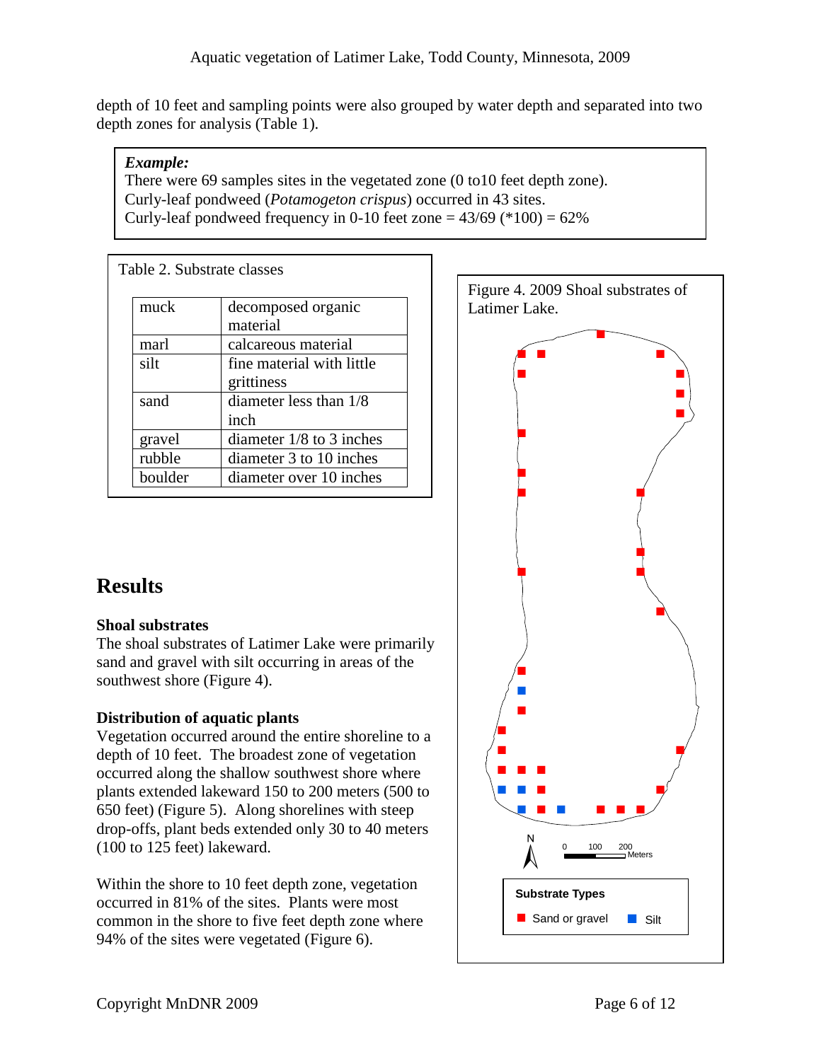depth of 10 feet and sampling points were also grouped by water depth and separated into two depth zones for analysis (Table 1).

> ***Example:***
> There were 69 samples sites in the vegetated zone (0 to10 feet depth zone).
> Curly-leaf pondweed (*Potamogeton crispus*) occurred in 43 sites.
> Curly-leaf pondweed frequency in 0-10 feet zone = 43/69 (*100) = 62%

Table 2. Substrate classes

| | |
|---|---|
| muck | decomposed organic material |
| marl | calcareous material |
| silt | fine material with little grittiness |
| sand | diameter less than 1/8 inch |
| gravel | diameter 1/8 to 3 inches |
| rubble | diameter 3 to 10 inches |
| boulder | diameter over 10 inches |

Figure 4. 2009 Shoal substrates of Latimer Lake.

Substrate Types: Sand or gravel; Silt

## Results

### Shoal substrates

The shoal substrates of Latimer Lake were primarily sand and gravel with silt occurring in areas of the southwest shore (Figure 4).

### Distribution of aquatic plants

Vegetation occurred around the entire shoreline to a depth of 10 feet. The broadest zone of vegetation occurred along the shallow southwest shore where plants extended lakeward 150 to 200 meters (500 to 650 feet) (Figure 5). Along shorelines with steep drop-offs, plant beds extended only 30 to 40 meters (100 to 125 feet) lakeward.

Within the shore to 10 feet depth zone, vegetation occurred in 81% of the sites. Plants were most common in the shore to five feet depth zone where 94% of the sites were vegetated (Figure 6).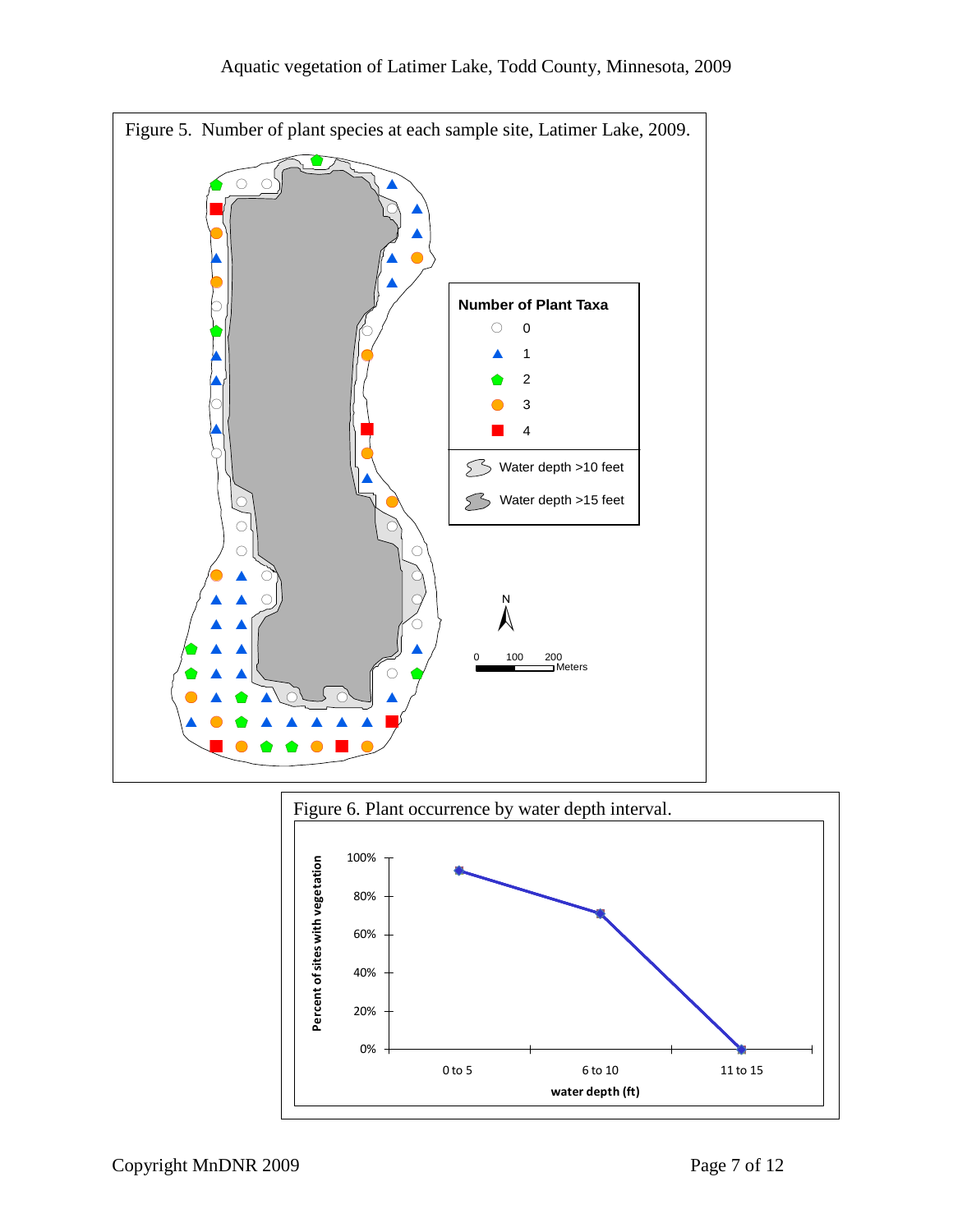Figure 5. Number of plant species at each sample site, Latimer Lake, 2009.

Figure 6. Plant occurrence by water depth interval.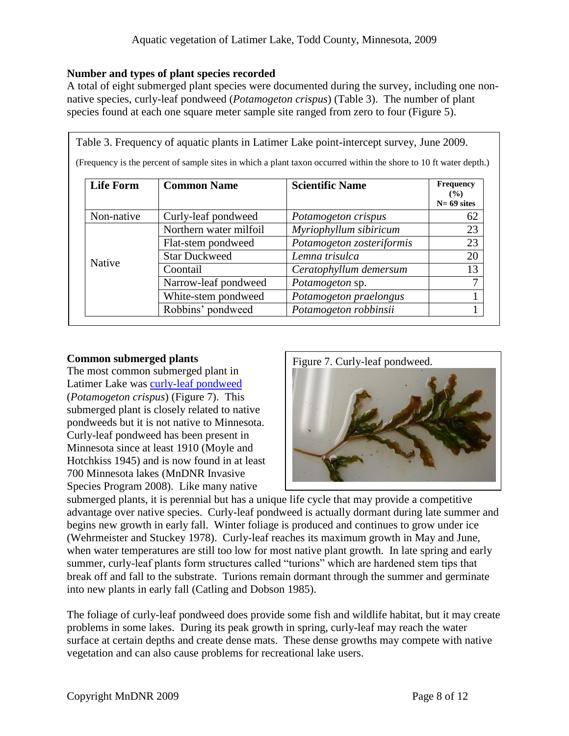### Number and types of plant species recorded

A total of eight submerged plant species were documented during the survey, including one non-native species, curly-leaf pondweed (*Potamogeton crispus*) (Table 3). The number of plant species found at each one square meter sample site ranged from zero to four (Figure 5).

Table 3. Frequency of aquatic plants in Latimer Lake point-intercept survey, June 2009.

(Frequency is the percent of sample sites in which a plant taxon occurred within the shore to 10 ft water depth.)

| Life Form | Common Name | Scientific Name | Frequency (%) N= 69 sites |
|---|---|---|---|
| Non-native | Curly-leaf pondweed | *Potamogeton crispus* | 62 |
| Native | Northern water milfoil | *Myriophyllum sibiricum* | 23 |
| | Flat-stem pondweed | *Potamogeton zosteriformis* | 23 |
| | Star Duckweed | *Lemna trisulca* | 20 |
| | Coontail | *Ceratophyllum demersum* | 13 |
| | Narrow-leaf pondweed | *Potamogeton* sp. | 7 |
| | White-stem pondweed | *Potamogeton praelongus* | 1 |
| | Robbins' pondweed | *Potamogeton robbinsii* | 1 |

### Common submerged plants

Figure 7. Curly-leaf pondweed.

The most common submerged plant in Latimer Lake was curly-leaf pondweed (*Potamogeton crispus*) (Figure 7). This submerged plant is closely related to native pondweeds but it is not native to Minnesota. Curly-leaf pondweed has been present in Minnesota since at least 1910 (Moyle and Hotchkiss 1945) and is now found in at least 700 Minnesota lakes (MnDNR Invasive Species Program 2008). Like many native submerged plants, it is perennial but has a unique life cycle that may provide a competitive advantage over native species. Curly-leaf pondweed is actually dormant during late summer and begins new growth in early fall. Winter foliage is produced and continues to grow under ice (Wehrmeister and Stuckey 1978). Curly-leaf reaches its maximum growth in May and June, when water temperatures are still too low for most native plant growth. In late spring and early summer, curly-leaf plants form structures called "turions" which are hardened stem tips that break off and fall to the substrate. Turions remain dormant through the summer and germinate into new plants in early fall (Catling and Dobson 1985).

The foliage of curly-leaf pondweed does provide some fish and wildlife habitat, but it may create problems in some lakes. During its peak growth in spring, curly-leaf may reach the water surface at certain depths and create dense mats. These dense growths may compete with native vegetation and can also cause problems for recreational lake users.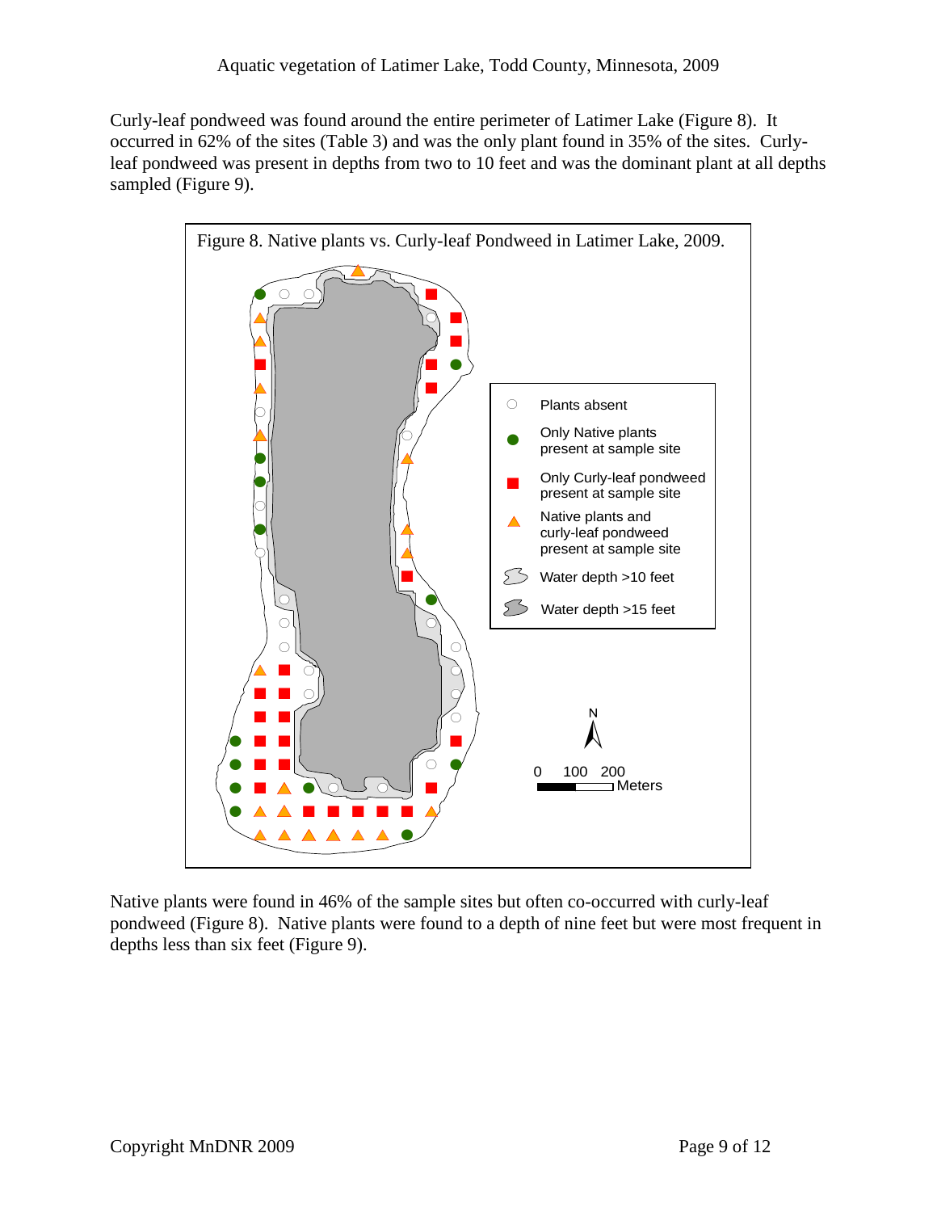Curly-leaf pondweed was found around the entire perimeter of Latimer Lake (Figure 8). It occurred in 62% of the sites (Table 3) and was the only plant found in 35% of the sites. Curly-leaf pondweed was present in depths from two to 10 feet and was the dominant plant at all depths sampled (Figure 9).

Figure 8. Native plants vs. Curly-leaf Pondweed in Latimer Lake, 2009.

Native plants were found in 46% of the sample sites but often co-occurred with curly-leaf pondweed (Figure 8). Native plants were found to a depth of nine feet but were most frequent in depths less than six feet (Figure 9).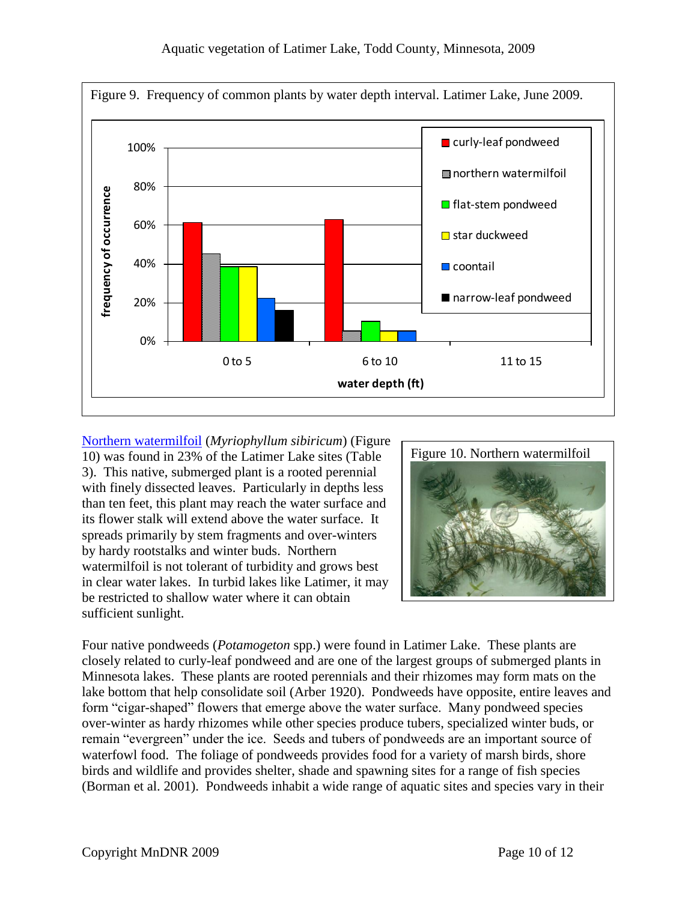Figure 9. Frequency of common plants by water depth interval. Latimer Lake, June 2009.

[Northern watermilfoil](#) (*Myriophyllum sibiricum*) (Figure 10) was found in 23% of the Latimer Lake sites (Table 3). This native, submerged plant is a rooted perennial with finely dissected leaves. Particularly in depths less than ten feet, this plant may reach the water surface and its flower stalk will extend above the water surface. It spreads primarily by stem fragments and over-winters by hardy rootstalks and winter buds. Northern watermilfoil is not tolerant of turbidity and grows best in clear water lakes. In turbid lakes like Latimer, it may be restricted to shallow water where it can obtain sufficient sunlight.

Figure 10. Northern watermilfoil

Four native pondweeds (*Potamogeton* spp.) were found in Latimer Lake. These plants are closely related to curly-leaf pondweed and are one of the largest groups of submerged plants in Minnesota lakes. These plants are rooted perennials and their rhizomes may form mats on the lake bottom that help consolidate soil (Arber 1920). Pondweeds have opposite, entire leaves and form "cigar-shaped" flowers that emerge above the water surface. Many pondweed species over-winter as hardy rhizomes while other species produce tubers, specialized winter buds, or remain "evergreen" under the ice. Seeds and tubers of pondweeds are an important source of waterfowl food. The foliage of pondweeds provides food for a variety of marsh birds, shore birds and wildlife and provides shelter, shade and spawning sites for a range of fish species (Borman et al. 2001). Pondweeds inhabit a wide range of aquatic sites and species vary in their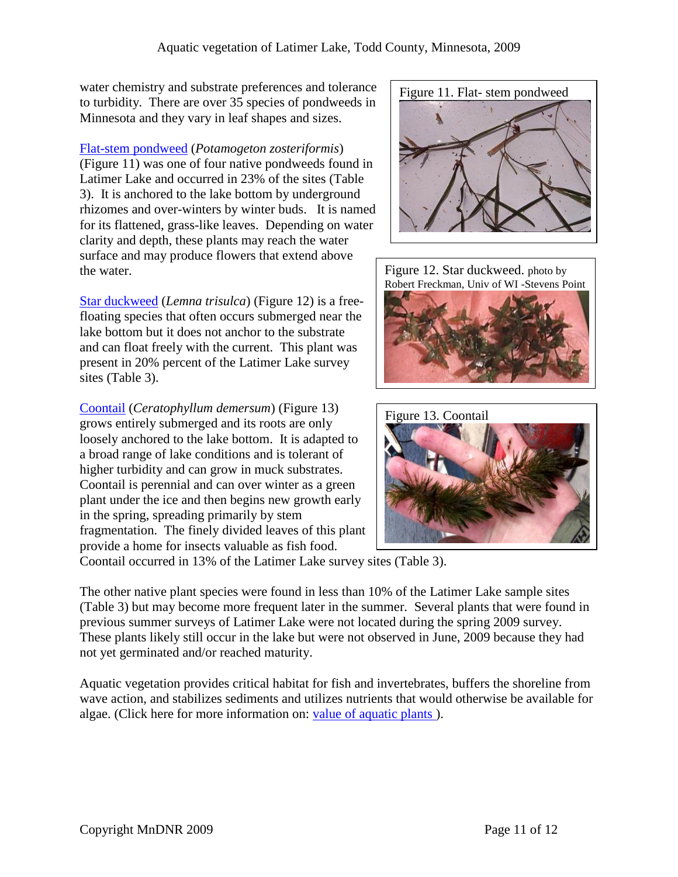water chemistry and substrate preferences and tolerance to turbidity. There are over 35 species of pondweeds in Minnesota and they vary in leaf shapes and sizes.

Flat-stem pondweed (*Potamogeton zosteriformis*) (Figure 11) was one of four native pondweeds found in Latimer Lake and occurred in 23% of the sites (Table 3). It is anchored to the lake bottom by underground rhizomes and over-winters by winter buds. It is named for its flattened, grass-like leaves. Depending on water clarity and depth, these plants may reach the water surface and may produce flowers that extend above the water.

Figure 11. Flat- stem pondweed

Star duckweed (*Lemna trisulca*) (Figure 12) is a free-floating species that often occurs submerged near the lake bottom but it does not anchor to the substrate and can float freely with the current. This plant was present in 20% percent of the Latimer Lake survey sites (Table 3).

Figure 12. Star duckweed. photo by Robert Freckman, Univ of WI -Stevens Point

Coontail (*Ceratophyllum demersum*) (Figure 13) grows entirely submerged and its roots are only loosely anchored to the lake bottom. It is adapted to a broad range of lake conditions and is tolerant of higher turbidity and can grow in muck substrates. Coontail is perennial and can over winter as a green plant under the ice and then begins new growth early in the spring, spreading primarily by stem fragmentation. The finely divided leaves of this plant provide a home for insects valuable as fish food. Coontail occurred in 13% of the Latimer Lake survey sites (Table 3).

Figure 13. Coontail

The other native plant species were found in less than 10% of the Latimer Lake sample sites (Table 3) but may become more frequent later in the summer. Several plants that were found in previous summer surveys of Latimer Lake were not located during the spring 2009 survey. These plants likely still occur in the lake but were not observed in June, 2009 because they had not yet germinated and/or reached maturity.

Aquatic vegetation provides critical habitat for fish and invertebrates, buffers the shoreline from wave action, and stabilizes sediments and utilizes nutrients that would otherwise be available for algae. (Click here for more information on: value of aquatic plants ).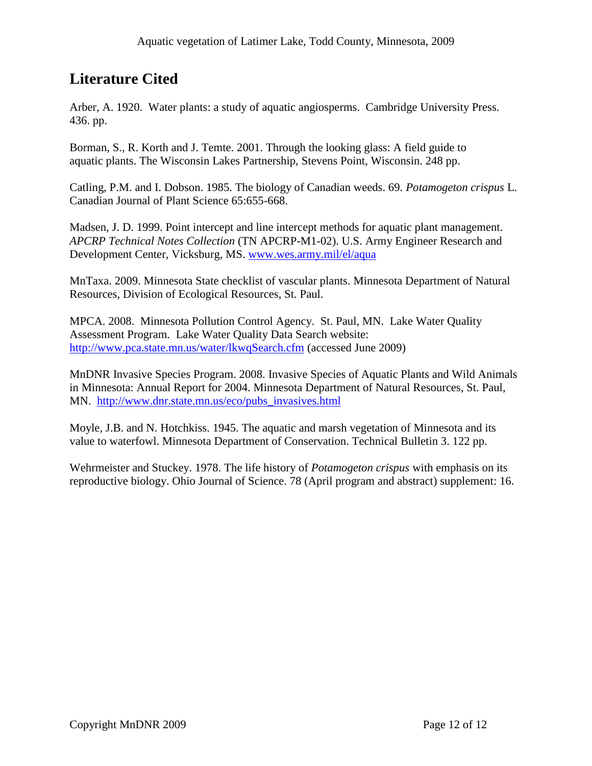## Literature Cited

Arber, A. 1920. Water plants: a study of aquatic angiosperms. Cambridge University Press. 436. pp.

Borman, S., R. Korth and J. Temte. 2001. Through the looking glass: A field guide to aquatic plants. The Wisconsin Lakes Partnership, Stevens Point, Wisconsin. 248 pp.

Catling, P.M. and I. Dobson. 1985. The biology of Canadian weeds. 69. *Potamogeton crispus* L. Canadian Journal of Plant Science 65:655-668.

Madsen, J. D. 1999. Point intercept and line intercept methods for aquatic plant management. *APCRP Technical Notes Collection* (TN APCRP-M1-02). U.S. Army Engineer Research and Development Center, Vicksburg, MS. www.wes.army.mil/el/aqua

MnTaxa. 2009. Minnesota State checklist of vascular plants. Minnesota Department of Natural Resources, Division of Ecological Resources, St. Paul.

MPCA. 2008. Minnesota Pollution Control Agency. St. Paul, MN. Lake Water Quality Assessment Program. Lake Water Quality Data Search website: http://www.pca.state.mn.us/water/lkwqSearch.cfm (accessed June 2009)

MnDNR Invasive Species Program. 2008. Invasive Species of Aquatic Plants and Wild Animals in Minnesota: Annual Report for 2004. Minnesota Department of Natural Resources, St. Paul, MN. http://www.dnr.state.mn.us/eco/pubs_invasives.html

Moyle, J.B. and N. Hotchkiss. 1945. The aquatic and marsh vegetation of Minnesota and its value to waterfowl. Minnesota Department of Conservation. Technical Bulletin 3. 122 pp.

Wehrmeister and Stuckey. 1978. The life history of *Potamogeton crispus* with emphasis on its reproductive biology. Ohio Journal of Science. 78 (April program and abstract) supplement: 16.

Copyright MnDNR 2009